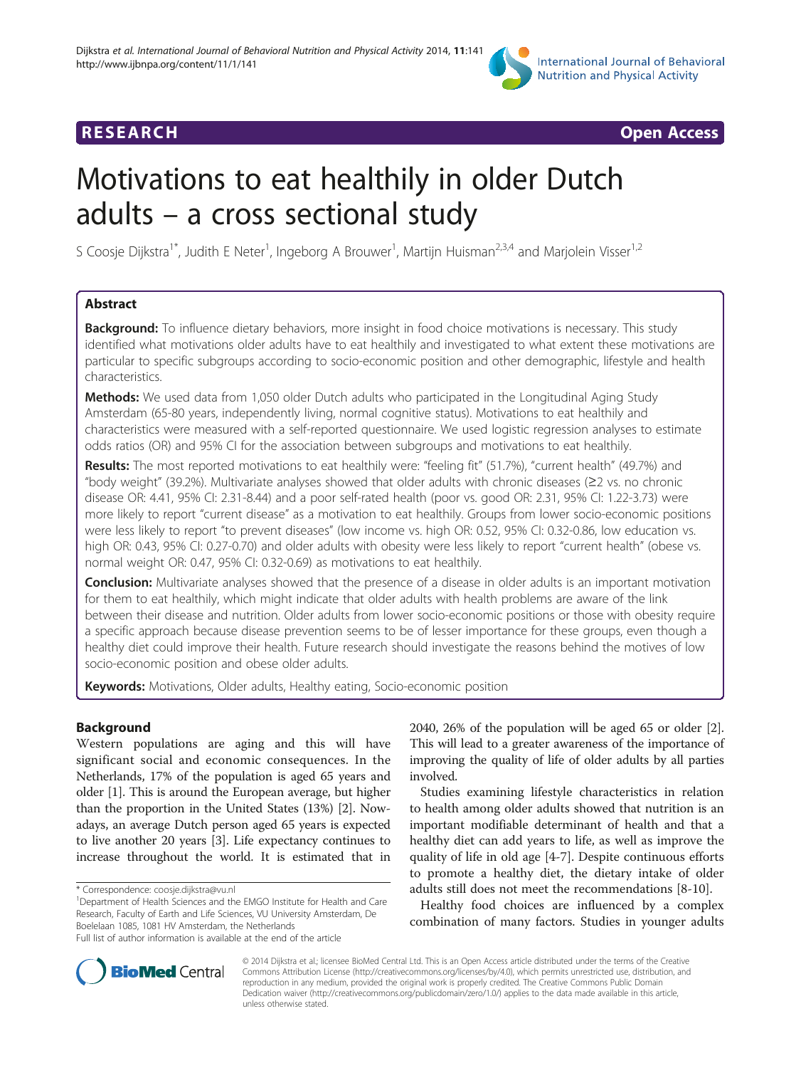RESEARCH Open Access

# Motivations to eat healthily in older Dutch adults – a cross sectional study

S Coosje Dijkstra[1*], Judith E Neter[1], Ingeborg A Brouwer[1], Martijn Huisman[2,3,4] and Marjolein Visser[1,2]

## Abstract

**Background:** To influence dietary behaviors, more insight in food choice motivations is necessary. This study identified what motivations older adults have to eat healthily and investigated to what extent these motivations are particular to specific subgroups according to socio-economic position and other demographic, lifestyle and health characteristics.

**Methods:** We used data from 1,050 older Dutch adults who participated in the Longitudinal Aging Study Amsterdam (65-80 years, independently living, normal cognitive status). Motivations to eat healthily and characteristics were measured with a self-reported questionnaire. We used logistic regression analyses to estimate odds ratios (OR) and 95% CI for the association between subgroups and motivations to eat healthily.

**Results:** The most reported motivations to eat healthily were: "feeling fit" (51.7%), "current health" (49.7%) and "body weight" (39.2%). Multivariate analyses showed that older adults with chronic diseases (≥2 vs. no chronic disease OR: 4.41, 95% CI: 2.31-8.44) and a poor self-rated health (poor vs. good OR: 2.31, 95% CI: 1.22-3.73) were more likely to report "current disease" as a motivation to eat healthily. Groups from lower socio-economic positions were less likely to report "to prevent diseases" (low income vs. high OR: 0.52, 95% CI: 0.32-0.86, low education vs. high OR: 0.43, 95% CI: 0.27-0.70) and older adults with obesity were less likely to report "current health" (obese vs. normal weight OR: 0.47, 95% CI: 0.32-0.69) as motivations to eat healthily.

**Conclusion:** Multivariate analyses showed that the presence of a disease in older adults is an important motivation for them to eat healthily, which might indicate that older adults with health problems are aware of the link between their disease and nutrition. Older adults from lower socio-economic positions or those with obesity require a specific approach because disease prevention seems to be of lesser importance for these groups, even though a healthy diet could improve their health. Future research should investigate the reasons behind the motives of low socio-economic position and obese older adults.

**Keywords:** Motivations, Older adults, Healthy eating, Socio-economic position

## Background

Western populations are aging and this will have significant social and economic consequences. In the Netherlands, 17% of the population is aged 65 years and older [1]. This is around the European average, but higher than the proportion in the United States (13%) [2]. Nowadays, an average Dutch person aged 65 years is expected to live another 20 years [3]. Life expectancy continues to increase throughout the world. It is estimated that in 2040, 26% of the population will be aged 65 or older [2]. This will lead to a greater awareness of the importance of improving the quality of life of older adults by all parties involved.

Studies examining lifestyle characteristics in relation to health among older adults showed that nutrition is an important modifiable determinant of health and that a healthy diet can add years to life, as well as improve the quality of life in old age [4-7]. Despite continuous efforts to promote a healthy diet, the dietary intake of older adults still does not meet the recommendations [8-10].

Healthy food choices are influenced by a complex combination of many factors. Studies in younger adults

\* Correspondence: coosje.dijkstra@vu.nl
[1]Department of Health Sciences and the EMGO Institute for Health and Care Research, Faculty of Earth and Life Sciences, VU University Amsterdam, De Boelelaan 1085, 1081 HV Amsterdam, the Netherlands
Full list of author information is available at the end of the article

© 2014 Dijkstra et al.; licensee BioMed Central Ltd. This is an Open Access article distributed under the terms of the Creative Commons Attribution License (http://creativecommons.org/licenses/by/4.0), which permits unrestricted use, distribution, and reproduction in any medium, provided the original work is properly credited. The Creative Commons Public Domain Dedication waiver (http://creativecommons.org/publicdomain/zero/1.0/) applies to the data made available in this article, unless otherwise stated.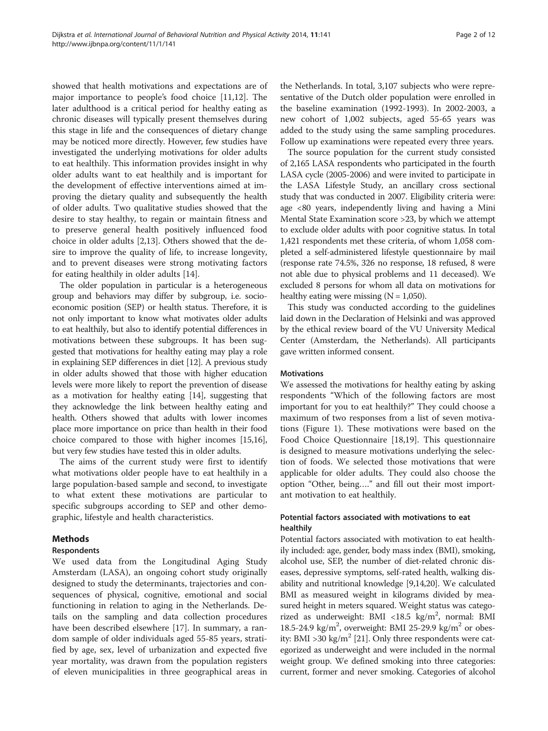showed that health motivations and expectations are of major importance to people's food choice [11,12]. The later adulthood is a critical period for healthy eating as chronic diseases will typically present themselves during this stage in life and the consequences of dietary change may be noticed more directly. However, few studies have investigated the underlying motivations for older adults to eat healthily. This information provides insight in why older adults want to eat healthily and is important for the development of effective interventions aimed at improving the dietary quality and subsequently the health of older adults. Two qualitative studies showed that the desire to stay healthy, to regain or maintain fitness and to preserve general health positively influenced food choice in older adults [2,13]. Others showed that the desire to improve the quality of life, to increase longevity, and to prevent diseases were strong motivating factors for eating healthily in older adults [14].

The older population in particular is a heterogeneous group and behaviors may differ by subgroup, i.e. socioeconomic position (SEP) or health status. Therefore, it is not only important to know what motivates older adults to eat healthily, but also to identify potential differences in motivations between these subgroups. It has been suggested that motivations for healthy eating may play a role in explaining SEP differences in diet [12]. A previous study in older adults showed that those with higher education levels were more likely to report the prevention of disease as a motivation for healthy eating [14], suggesting that they acknowledge the link between healthy eating and health. Others showed that adults with lower incomes place more importance on price than health in their food choice compared to those with higher incomes [15,16], but very few studies have tested this in older adults.

The aims of the current study were first to identify what motivations older people have to eat healthily in a large population-based sample and second, to investigate to what extent these motivations are particular to specific subgroups according to SEP and other demographic, lifestyle and health characteristics.

## Methods

### Respondents

We used data from the Longitudinal Aging Study Amsterdam (LASA), an ongoing cohort study originally designed to study the determinants, trajectories and consequences of physical, cognitive, emotional and social functioning in relation to aging in the Netherlands. Details on the sampling and data collection procedures have been described elsewhere [17]. In summary, a random sample of older individuals aged 55-85 years, stratified by age, sex, level of urbanization and expected five year mortality, was drawn from the population registers of eleven municipalities in three geographical areas in the Netherlands. In total, 3,107 subjects who were representative of the Dutch older population were enrolled in the baseline examination (1992-1993). In 2002-2003, a new cohort of 1,002 subjects, aged 55-65 years was added to the study using the same sampling procedures. Follow up examinations were repeated every three years.

The source population for the current study consisted of 2,165 LASA respondents who participated in the fourth LASA cycle (2005-2006) and were invited to participate in the LASA Lifestyle Study, an ancillary cross sectional study that was conducted in 2007. Eligibility criteria were: age <80 years, independently living and having a Mini Mental State Examination score >23, by which we attempt to exclude older adults with poor cognitive status. In total 1,421 respondents met these criteria, of whom 1,058 completed a self-administered lifestyle questionnaire by mail (response rate 74.5%, 326 no response, 18 refused, 8 were not able due to physical problems and 11 deceased). We excluded 8 persons for whom all data on motivations for healthy eating were missing (N = 1,050).

This study was conducted according to the guidelines laid down in the Declaration of Helsinki and was approved by the ethical review board of the VU University Medical Center (Amsterdam, the Netherlands). All participants gave written informed consent.

### Motivations

We assessed the motivations for healthy eating by asking respondents "Which of the following factors are most important for you to eat healthily?" They could choose a maximum of two responses from a list of seven motivations (Figure 1). These motivations were based on the Food Choice Questionnaire [18,19]. This questionnaire is designed to measure motivations underlying the selection of foods. We selected those motivations that were applicable for older adults. They could also choose the option "Other, being…." and fill out their most important motivation to eat healthily.

### Potential factors associated with motivations to eat healthily

Potential factors associated with motivation to eat healthily included: age, gender, body mass index (BMI), smoking, alcohol use, SEP, the number of diet-related chronic diseases, depressive symptoms, self-rated health, walking disability and nutritional knowledge [9,14,20]. We calculated BMI as measured weight in kilograms divided by measured height in meters squared. Weight status was categorized as underweight: BMI <18.5 kg/m$^2$, normal: BMI 18.5-24.9 kg/m$^2$, overweight: BMI 25-29.9 kg/m$^2$ or obesity: BMI >30 kg/m$^2$ [21]. Only three respondents were categorized as underweight and were included in the normal weight group. We defined smoking into three categories: current, former and never smoking. Categories of alcohol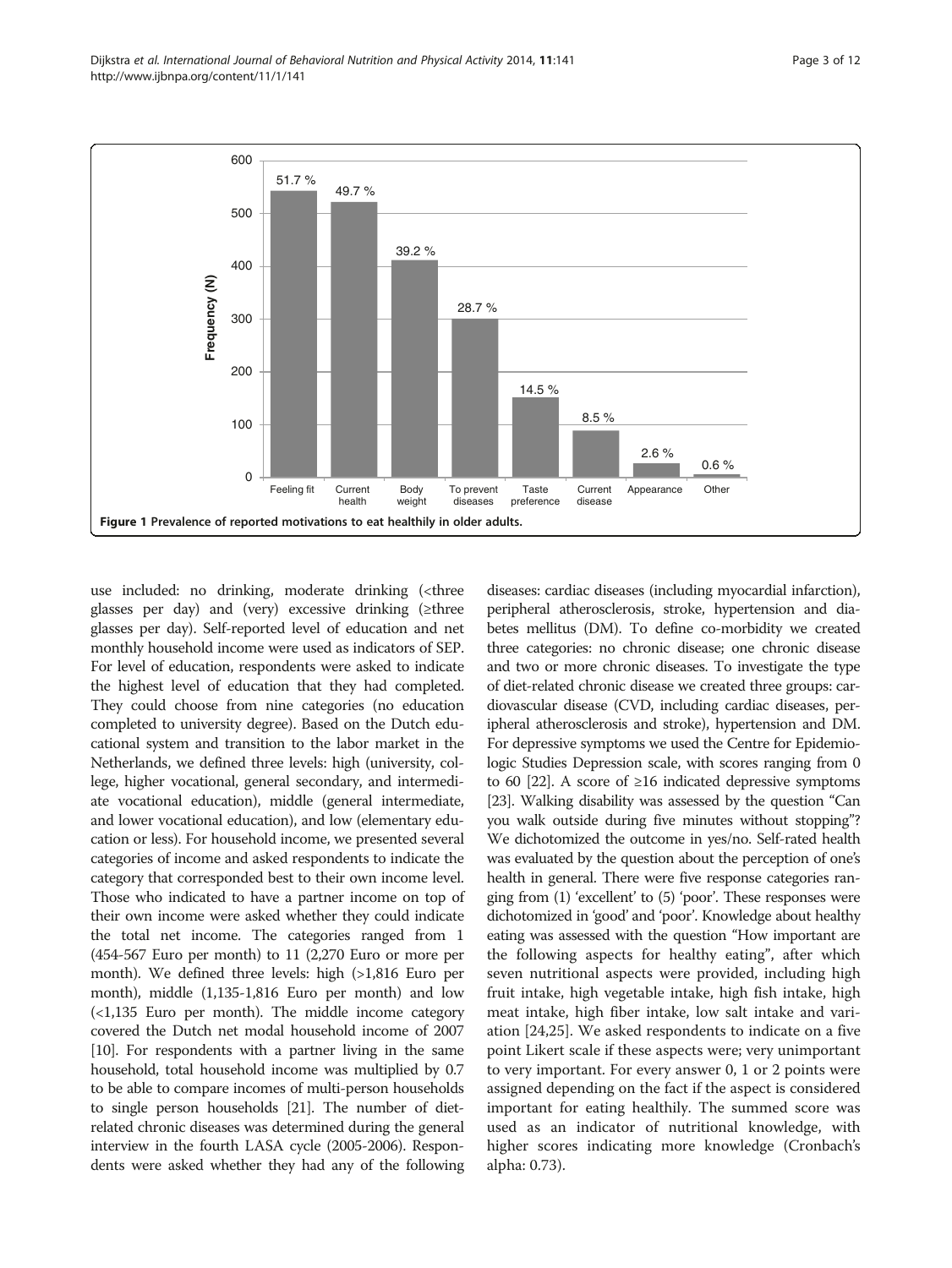Figure 1 Prevalence of reported motivations to eat healthily in older adults.

use included: no drinking, moderate drinking (<three glasses per day) and (very) excessive drinking (≥three glasses per day). Self-reported level of education and net monthly household income were used as indicators of SEP. For level of education, respondents were asked to indicate the highest level of education that they had completed. They could choose from nine categories (no education completed to university degree). Based on the Dutch educational system and transition to the labor market in the Netherlands, we defined three levels: high (university, college, higher vocational, general secondary, and intermediate vocational education), middle (general intermediate, and lower vocational education), and low (elementary education or less). For household income, we presented several categories of income and asked respondents to indicate the category that corresponded best to their own income level. Those who indicated to have a partner income on top of their own income were asked whether they could indicate the total net income. The categories ranged from 1 (454-567 Euro per month) to 11 (2,270 Euro or more per month). We defined three levels: high (>1,816 Euro per month), middle (1,135-1,816 Euro per month) and low (<1,135 Euro per month). The middle income category covered the Dutch net modal household income of 2007 [10]. For respondents with a partner living in the same household, total household income was multiplied by 0.7 to be able to compare incomes of multi-person households to single person households [21]. The number of diet-related chronic diseases was determined during the general interview in the fourth LASA cycle (2005-2006). Respondents were asked whether they had any of the following diseases: cardiac diseases (including myocardial infarction), peripheral atherosclerosis, stroke, hypertension and diabetes mellitus (DM). To define co-morbidity we created three categories: no chronic disease; one chronic disease and two or more chronic diseases. To investigate the type of diet-related chronic disease we created three groups: cardiovascular disease (CVD, including cardiac diseases, peripheral atherosclerosis and stroke), hypertension and DM. For depressive symptoms we used the Centre for Epidemiologic Studies Depression scale, with scores ranging from 0 to 60 [22]. A score of ≥16 indicated depressive symptoms [23]. Walking disability was assessed by the question "Can you walk outside during five minutes without stopping"? We dichotomized the outcome in yes/no. Self-rated health was evaluated by the question about the perception of one's health in general. There were five response categories ranging from (1) 'excellent' to (5) 'poor'. These responses were dichotomized in 'good' and 'poor'. Knowledge about healthy eating was assessed with the question "How important are the following aspects for healthy eating", after which seven nutritional aspects were provided, including high fruit intake, high vegetable intake, high fish intake, high meat intake, high fiber intake, low salt intake and variation [24,25]. We asked respondents to indicate on a five point Likert scale if these aspects were; very unimportant to very important. For every answer 0, 1 or 2 points were assigned depending on the fact if the aspect is considered important for eating healthily. The summed score was used as an indicator of nutritional knowledge, with higher scores indicating more knowledge (Cronbach's alpha: 0.73).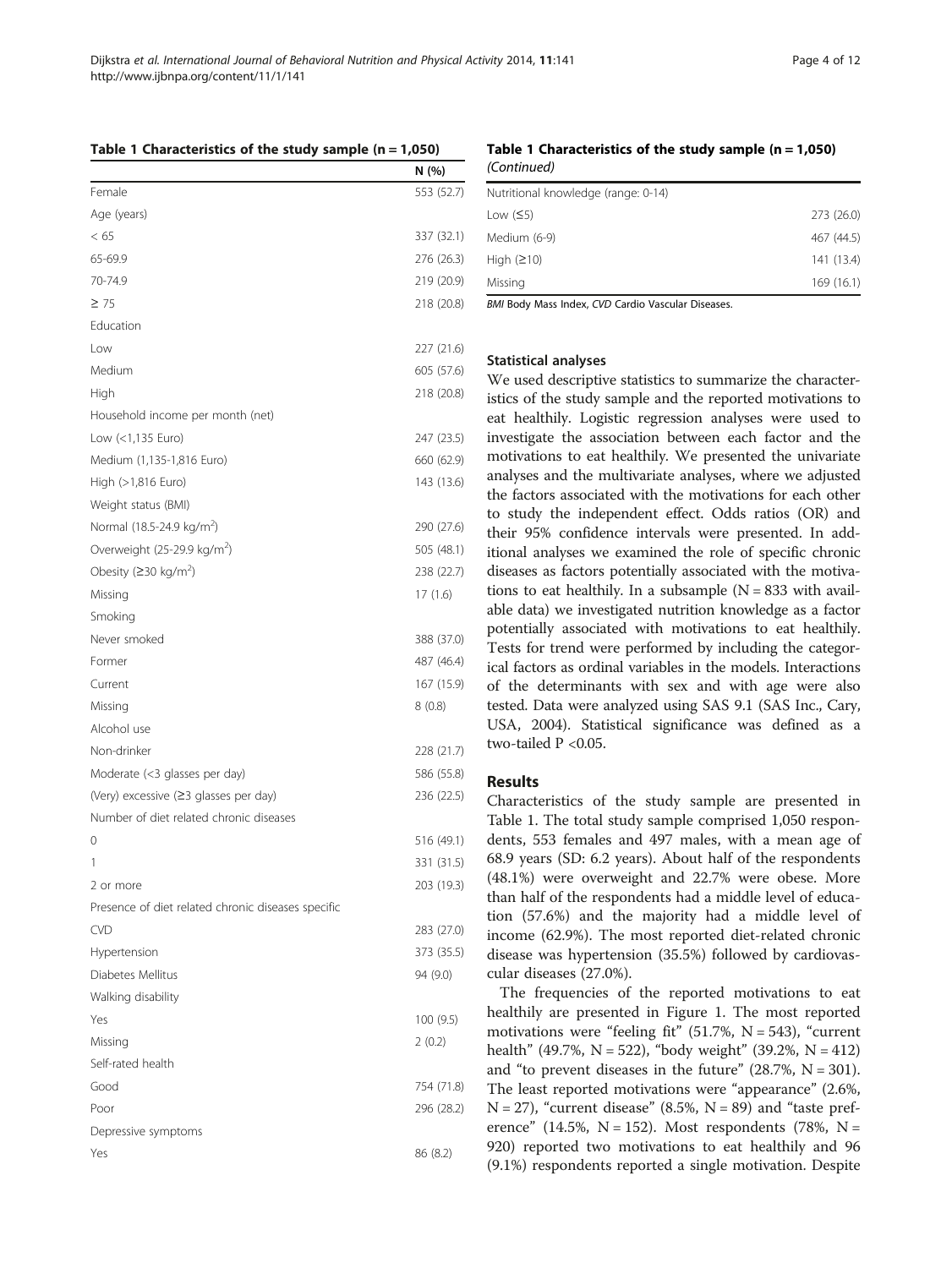**Table 1 Characteristics of the study sample (n = 1,050)**

| | N (%) |
|---|---|
| Female | 553 (52.7) |
| Age (years) | |
| < 65 | 337 (32.1) |
| 65-69.9 | 276 (26.3) |
| 70-74.9 | 219 (20.9) |
| ≥ 75 | 218 (20.8) |
| Education | |
| Low | 227 (21.6) |
| Medium | 605 (57.6) |
| High | 218 (20.8) |
| Household income per month (net) | |
| Low (<1,135 Euro) | 247 (23.5) |
| Medium (1,135-1,816 Euro) | 660 (62.9) |
| High (>1,816 Euro) | 143 (13.6) |
| Weight status (BMI) | |
| Normal (18.5-24.9 kg/m$^2$) | 290 (27.6) |
| Overweight (25-29.9 kg/m$^2$) | 505 (48.1) |
| Obesity (≥30 kg/m$^2$) | 238 (22.7) |
| Missing | 17 (1.6) |
| Smoking | |
| Never smoked | 388 (37.0) |
| Former | 487 (46.4) |
| Current | 167 (15.9) |
| Missing | 8 (0.8) |
| Alcohol use | |
| Non-drinker | 228 (21.7) |
| Moderate (<3 glasses per day) | 586 (55.8) |
| (Very) excessive (≥3 glasses per day) | 236 (22.5) |
| Number of diet related chronic diseases | |
| 0 | 516 (49.1) |
| 1 | 331 (31.5) |
| 2 or more | 203 (19.3) |
| Presence of diet related chronic diseases specific | |
| CVD | 283 (27.0) |
| Hypertension | 373 (35.5) |
| Diabetes Mellitus | 94 (9.0) |
| Walking disability | |
| Yes | 100 (9.5) |
| Missing | 2 (0.2) |
| Self-rated health | |
| Good | 754 (71.8) |
| Poor | 296 (28.2) |
| Depressive symptoms | |
| Yes | 86 (8.2) |
| Nutritional knowledge (range: 0-14) | |
| Low (≤5) | 273 (26.0) |
| Medium (6-9) | 467 (44.5) |
| High (≥10) | 141 (13.4) |
| Missing | 169 (16.1) |

*BMI* Body Mass Index, *CVD* Cardio Vascular Diseases.

### Statistical analyses

We used descriptive statistics to summarize the characteristics of the study sample and the reported motivations to eat healthily. Logistic regression analyses were used to investigate the association between each factor and the motivations to eat healthily. We presented the univariate analyses and the multivariate analyses, where we adjusted the factors associated with the motivations for each other to study the independent effect. Odds ratios (OR) and their 95% confidence intervals were presented. In additional analyses we examined the role of specific chronic diseases as factors potentially associated with the motivations to eat healthily. In a subsample (N = 833 with available data) we investigated nutrition knowledge as a factor potentially associated with motivations to eat healthily. Tests for trend were performed by including the categorical factors as ordinal variables in the models. Interactions of the determinants with sex and with age were also tested. Data were analyzed using SAS 9.1 (SAS Inc., Cary, USA, 2004). Statistical significance was defined as a two-tailed $P < 0.05$.

## Results

Characteristics of the study sample are presented in Table 1. The total study sample comprised 1,050 respondents, 553 females and 497 males, with a mean age of 68.9 years (SD: 6.2 years). About half of the respondents (48.1%) were overweight and 22.7% were obese. More than half of the respondents had a middle level of education (57.6%) and the majority had a middle level of income (62.9%). The most reported diet-related chronic disease was hypertension (35.5%) followed by cardiovascular diseases (27.0%).

The frequencies of the reported motivations to eat healthily are presented in Figure 1. The most reported motivations were "feeling fit" (51.7%, N = 543), "current health" (49.7%, N = 522), "body weight" (39.2%, N = 412) and "to prevent diseases in the future" (28.7%, N = 301). The least reported motivations were "appearance" (2.6%, N = 27), "current disease" (8.5%, N = 89) and "taste preference" (14.5%, N = 152). Most respondents (78%, N = 920) reported two motivations to eat healthily and 96 (9.1%) respondents reported a single motivation. Despite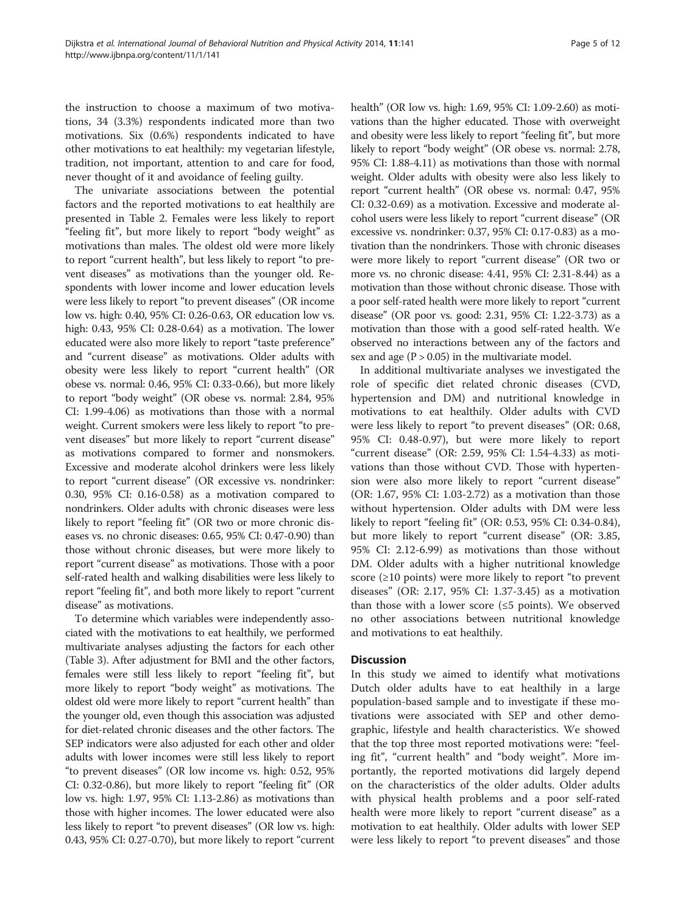the instruction to choose a maximum of two motivations, 34 (3.3%) respondents indicated more than two motivations. Six (0.6%) respondents indicated to have other motivations to eat healthily: my vegetarian lifestyle, tradition, not important, attention to and care for food, never thought of it and avoidance of feeling guilty.

The univariate associations between the potential factors and the reported motivations to eat healthily are presented in Table 2. Females were less likely to report "feeling fit", but more likely to report "body weight" as motivations than males. The oldest old were more likely to report "current health", but less likely to report "to prevent diseases" as motivations than the younger old. Respondents with lower income and lower education levels were less likely to report "to prevent diseases" (OR income low vs. high: 0.40, 95% CI: 0.26-0.63, OR education low vs. high: 0.43, 95% CI: 0.28-0.64) as a motivation. The lower educated were also more likely to report "taste preference" and "current disease" as motivations. Older adults with obesity were less likely to report "current health" (OR obese vs. normal: 0.46, 95% CI: 0.33-0.66), but more likely to report "body weight" (OR obese vs. normal: 2.84, 95% CI: 1.99-4.06) as motivations than those with a normal weight. Current smokers were less likely to report "to prevent diseases" but more likely to report "current disease" as motivations compared to former and nonsmokers. Excessive and moderate alcohol drinkers were less likely to report "current disease" (OR excessive vs. nondrinker: 0.30, 95% CI: 0.16-0.58) as a motivation compared to nondrinkers. Older adults with chronic diseases were less likely to report "feeling fit" (OR two or more chronic diseases vs. no chronic diseases: 0.65, 95% CI: 0.47-0.90) than those without chronic diseases, but were more likely to report "current disease" as motivations. Those with a poor self-rated health and walking disabilities were less likely to report "feeling fit", and both more likely to report "current disease" as motivations.

To determine which variables were independently associated with the motivations to eat healthily, we performed multivariate analyses adjusting the factors for each other (Table 3). After adjustment for BMI and the other factors, females were still less likely to report "feeling fit", but more likely to report "body weight" as motivations. The oldest old were more likely to report "current health" than the younger old, even though this association was adjusted for diet-related chronic diseases and the other factors. The SEP indicators were also adjusted for each other and older adults with lower incomes were still less likely to report "to prevent diseases" (OR low vs. high: 0.52, 95% CI: 0.32-0.86), but more likely to report "feeling fit" (OR low vs. high: 1.97, 95% CI: 1.13-2.86) as motivations than those with higher incomes. The lower educated were also less likely to report "to prevent diseases" (OR low vs. high: 0.43, 95% CI: 0.27-0.70), but more likely to report "current health" (OR low vs. high: 1.69, 95% CI: 1.09-2.60) as motivations than the higher educated. Those with overweight and obesity were less likely to report "feeling fit", but more likely to report "body weight" (OR obese vs. normal: 2.78, 95% CI: 1.88-4.11) as motivations than those with normal weight. Older adults with obesity were also less likely to report "current health" (OR obese vs. normal: 0.47, 95% CI: 0.32-0.69) as a motivation. Excessive and moderate alcohol users were less likely to report "current disease" (OR excessive vs. nondrinker: 0.37, 95% CI: 0.17-0.83) as a motivation than the nondrinkers. Those with chronic diseases were more likely to report "current disease" (OR two or more vs. no chronic disease: 4.41, 95% CI: 2.31-8.44) as a motivation than those without chronic disease. Those with a poor self-rated health were more likely to report "current disease" (OR poor vs. good: 2.31, 95% CI: 1.22-3.73) as a motivation than those with a good self-rated health. We observed no interactions between any of the factors and sex and age ($P > 0.05$) in the multivariate model.

In additional multivariate analyses we investigated the role of specific diet related chronic diseases (CVD, hypertension and DM) and nutritional knowledge in motivations to eat healthily. Older adults with CVD were less likely to report "to prevent diseases" (OR: 0.68, 95% CI: 0.48-0.97), but were more likely to report "current disease" (OR: 2.59, 95% CI: 1.54-4.33) as motivations than those without CVD. Those with hypertension were also more likely to report "current disease" (OR: 1.67, 95% CI: 1.03-2.72) as a motivation than those without hypertension. Older adults with DM were less likely to report "feeling fit" (OR: 0.53, 95% CI: 0.34-0.84), but more likely to report "current disease" (OR: 3.85, 95% CI: 2.12-6.99) as motivations than those without DM. Older adults with a higher nutritional knowledge score (≥10 points) were more likely to report "to prevent diseases" (OR: 2.17, 95% CI: 1.37-3.45) as a motivation than those with a lower score (≤5 points). We observed no other associations between nutritional knowledge and motivations to eat healthily.

## Discussion

In this study we aimed to identify what motivations Dutch older adults have to eat healthily in a large population-based sample and to investigate if these motivations were associated with SEP and other demographic, lifestyle and health characteristics. We showed that the top three most reported motivations were: "feeling fit", "current health" and "body weight". More importantly, the reported motivations did largely depend on the characteristics of the older adults. Older adults with physical health problems and a poor self-rated health were more likely to report "current disease" as a motivation to eat healthily. Older adults with lower SEP were less likely to report "to prevent diseases" and those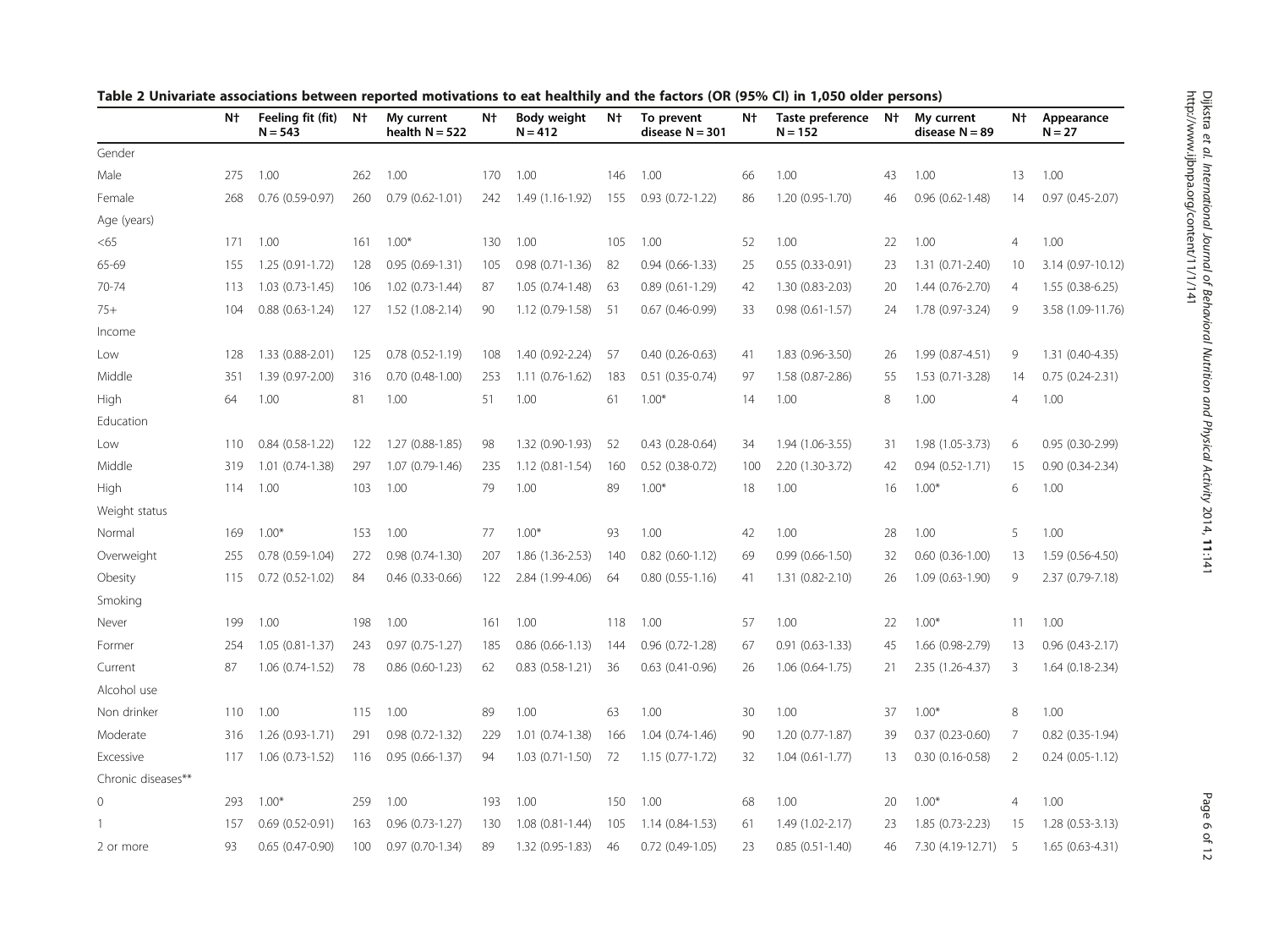**Table 2 Univariate associations between reported motivations to eat healthily and the factors (OR (95% CI) in 1,050 older persons)**

| | N† | Feeling fit (fit) N = 543 | N† | My current health N = 522 | N† | Body weight N = 412 | N† | To prevent disease N = 301 | N† | Taste preference N = 152 | N† | My current disease N = 89 | N† | Appearance N = 27 |
|---|---|---|---|---|---|---|---|---|---|---|---|---|---|---|
| Gender | | | | | | | | | | | | | | |
| Male | 275 | 1.00 | 262 | 1.00 | 170 | 1.00 | 146 | 1.00 | 66 | 1.00 | 43 | 1.00 | 13 | 1.00 |
| Female | 268 | 0.76 (0.59-0.97) | 260 | 0.79 (0.62-1.01) | 242 | 1.49 (1.16-1.92) | 155 | 0.93 (0.72-1.22) | 86 | 1.20 (0.95-1.70) | 46 | 0.96 (0.62-1.48) | 14 | 0.97 (0.45-2.07) |
| Age (years) | | | | | | | | | | | | | | |
| <65 | 171 | 1.00 | 161 | 1.00* | 130 | 1.00 | 105 | 1.00 | 52 | 1.00 | 22 | 1.00 | 4 | 1.00 |
| 65-69 | 155 | 1.25 (0.91-1.72) | 128 | 0.95 (0.69-1.31) | 105 | 0.98 (0.71-1.36) | 82 | 0.94 (0.66-1.33) | 25 | 0.55 (0.33-0.91) | 23 | 1.31 (0.71-2.40) | 10 | 3.14 (0.97-10.12) |
| 70-74 | 113 | 1.03 (0.73-1.45) | 106 | 1.02 (0.73-1.44) | 87 | 1.05 (0.74-1.48) | 63 | 0.89 (0.61-1.29) | 42 | 1.30 (0.83-2.03) | 20 | 1.44 (0.76-2.70) | 4 | 1.55 (0.38-6.25) |
| 75+ | 104 | 0.88 (0.63-1.24) | 127 | 1.52 (1.08-2.14) | 90 | 1.12 (0.79-1.58) | 51 | 0.67 (0.46-0.99) | 33 | 0.98 (0.61-1.57) | 24 | 1.78 (0.97-3.24) | 9 | 3.58 (1.09-11.76) |
| Income | | | | | | | | | | | | | | |
| Low | 128 | 1.33 (0.88-2.01) | 125 | 0.78 (0.52-1.19) | 108 | 1.40 (0.92-2.24) | 57 | 0.40 (0.26-0.63) | 41 | 1.83 (0.96-3.50) | 26 | 1.99 (0.87-4.51) | 9 | 1.31 (0.40-4.35) |
| Middle | 351 | 1.39 (0.97-2.00) | 316 | 0.70 (0.48-1.00) | 253 | 1.11 (0.76-1.62) | 183 | 0.51 (0.35-0.74) | 97 | 1.58 (0.87-2.86) | 55 | 1.53 (0.71-3.28) | 14 | 0.75 (0.24-2.31) |
| High | 64 | 1.00 | 81 | 1.00 | 51 | 1.00 | 61 | 1.00* | 14 | 1.00 | 8 | 1.00 | 4 | 1.00 |
| Education | | | | | | | | | | | | | | |
| Low | 110 | 0.84 (0.58-1.22) | 122 | 1.27 (0.88-1.85) | 98 | 1.32 (0.90-1.93) | 52 | 0.43 (0.28-0.64) | 34 | 1.94 (1.06-3.55) | 31 | 1.98 (1.05-3.73) | 6 | 0.95 (0.30-2.99) |
| Middle | 319 | 1.01 (0.74-1.38) | 297 | 1.07 (0.79-1.46) | 235 | 1.12 (0.81-1.54) | 160 | 0.52 (0.38-0.72) | 100 | 2.20 (1.30-3.72) | 42 | 0.94 (0.52-1.71) | 15 | 0.90 (0.34-2.34) |
| High | 114 | 1.00 | 103 | 1.00 | 79 | 1.00 | 89 | 1.00* | 18 | 1.00 | 16 | 1.00* | 6 | 1.00 |
| Weight status | | | | | | | | | | | | | | |
| Normal | 169 | 1.00* | 153 | 1.00 | 77 | 1.00* | 93 | 1.00 | 42 | 1.00 | 28 | 1.00 | 5 | 1.00 |
| Overweight | 255 | 0.78 (0.59-1.04) | 272 | 0.98 (0.74-1.30) | 207 | 1.86 (1.36-2.53) | 140 | 0.82 (0.60-1.12) | 69 | 0.99 (0.66-1.50) | 32 | 0.60 (0.36-1.00) | 13 | 1.59 (0.56-4.50) |
| Obesity | 115 | 0.72 (0.52-1.02) | 84 | 0.46 (0.33-0.66) | 122 | 2.84 (1.99-4.06) | 64 | 0.80 (0.55-1.16) | 41 | 1.31 (0.82-2.10) | 26 | 1.09 (0.63-1.90) | 9 | 2.37 (0.79-7.18) |
| Smoking | | | | | | | | | | | | | | |
| Never | 199 | 1.00 | 198 | 1.00 | 161 | 1.00 | 118 | 1.00 | 57 | 1.00 | 22 | 1.00* | 11 | 1.00 |
| Former | 254 | 1.05 (0.81-1.37) | 243 | 0.97 (0.75-1.27) | 185 | 0.86 (0.66-1.13) | 144 | 0.96 (0.72-1.28) | 67 | 0.91 (0.63-1.33) | 45 | 1.66 (0.98-2.79) | 13 | 0.96 (0.43-2.17) |
| Current | 87 | 1.06 (0.74-1.52) | 78 | 0.86 (0.60-1.23) | 62 | 0.83 (0.58-1.21) | 36 | 0.63 (0.41-0.96) | 26 | 1.06 (0.64-1.75) | 21 | 2.35 (1.26-4.37) | 3 | 1.64 (0.18-2.34) |
| Alcohol use | | | | | | | | | | | | | | |
| Non drinker | 110 | 1.00 | 115 | 1.00 | 89 | 1.00 | 63 | 1.00 | 30 | 1.00 | 37 | 1.00* | 8 | 1.00 |
| Moderate | 316 | 1.26 (0.93-1.71) | 291 | 0.98 (0.72-1.32) | 229 | 1.01 (0.74-1.38) | 166 | 1.04 (0.74-1.46) | 90 | 1.20 (0.77-1.87) | 39 | 0.37 (0.23-0.60) | 7 | 0.82 (0.35-1.94) |
| Excessive | 117 | 1.06 (0.73-1.52) | 116 | 0.95 (0.66-1.37) | 94 | 1.03 (0.71-1.50) | 72 | 1.15 (0.77-1.72) | 32 | 1.04 (0.61-1.77) | 13 | 0.30 (0.16-0.58) | 2 | 0.24 (0.05-1.12) |
| Chronic diseases** | | | | | | | | | | | | | | |
| 0 | 293 | 1.00* | 259 | 1.00 | 193 | 1.00 | 150 | 1.00 | 68 | 1.00 | 20 | 1.00* | 4 | 1.00 |
| 1 | 157 | 0.69 (0.52-0.91) | 163 | 0.96 (0.73-1.27) | 130 | 1.08 (0.81-1.44) | 105 | 1.14 (0.84-1.53) | 61 | 1.49 (1.02-2.17) | 23 | 1.85 (0.73-2.23) | 15 | 1.28 (0.53-3.13) |
| 2 or more | 93 | 0.65 (0.47-0.90) | 100 | 0.97 (0.70-1.34) | 89 | 1.32 (0.95-1.83) | 46 | 0.72 (0.49-1.05) | 23 | 0.85 (0.51-1.40) | 46 | 7.30 (4.19-12.71) | 5 | 1.65 (0.63-4.31) |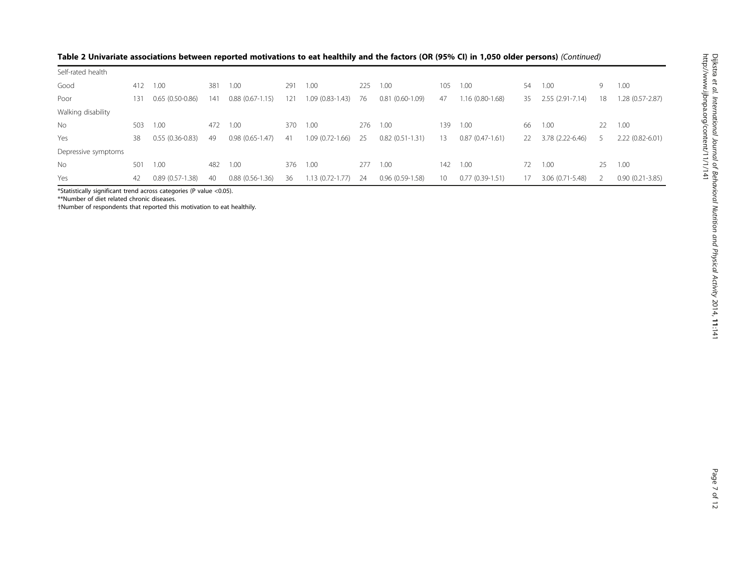**Table 2 Univariate associations between reported motivations to eat healthily and the factors (OR (95% CI) in 1,050 older persons)** *(Continued)*

| | | | | | | | | | | | | | | |
|---|---|---|---|---|---|---|---|---|---|---|---|---|---|---|
| Self-rated health | | | | | | | | | | | | | | |
| Good | 412 | 1.00 | 381 | 1.00 | 291 | 1.00 | 225 | 1.00 | 105 | 1.00 | 54 | 1.00 | 9 | 1.00 |
| Poor | 131 | 0.65 (0.50-0.86) | 141 | 0.88 (0.67-1.15) | 121 | 1.09 (0.83-1.43) | 76 | 0.81 (0.60-1.09) | 47 | 1.16 (0.80-1.68) | 35 | 2.55 (2.91-7.14) | 18 | 1.28 (0.57-2.87) |
| Walking disability | | | | | | | | | | | | | | |
| No | 503 | 1.00 | 472 | 1.00 | 370 | 1.00 | 276 | 1.00 | 139 | 1.00 | 66 | 1.00 | 22 | 1.00 |
| Yes | 38 | 0.55 (0.36-0.83) | 49 | 0.98 (0.65-1.47) | 41 | 1.09 (0.72-1.66) | 25 | 0.82 (0.51-1.31) | 13 | 0.87 (0.47-1.61) | 22 | 3.78 (2.22-6.46) | 5 | 2.22 (0.82-6.01) |
| Depressive symptoms | | | | | | | | | | | | | | |
| No | 501 | 1.00 | 482 | 1.00 | 376 | 1.00 | 277 | 1.00 | 142 | 1.00 | 72 | 1.00 | 25 | 1.00 |
| Yes | 42 | 0.89 (0.57-1.38) | 40 | 0.88 (0.56-1.36) | 36 | 1.13 (0.72-1.77) | 24 | 0.96 (0.59-1.58) | 10 | 0.77 (0.39-1.51) | 17 | 3.06 (0.71-5.48) | 2 | 0.90 (0.21-3.85) |

*Statistically significant trend across categories (P value <0.05).

**Number of diet related chronic diseases.

†Number of respondents that reported this motivation to eat healthily.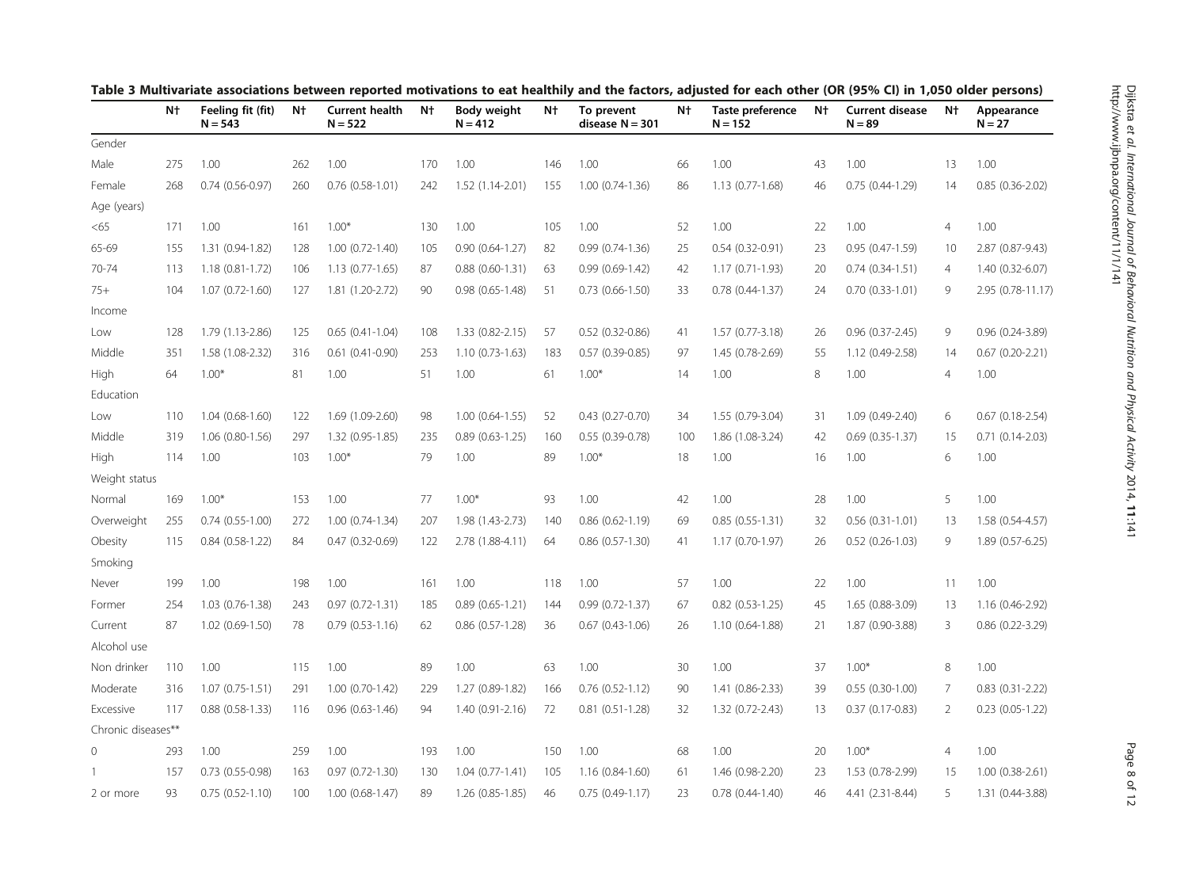**Table 3 Multivariate associations between reported motivations to eat healthily and the factors, adjusted for each other (OR (95% CI) in 1,050 older persons)**

| | N† | Feeling fit (fit) N = 543 | N† | Current health N = 522 | N† | Body weight N = 412 | N† | To prevent disease N = 301 | N† | Taste preference N = 152 | N† | Current disease N = 89 | N† | Appearance N = 27 |
|---|---|---|---|---|---|---|---|---|---|---|---|---|---|---|
| Gender | | | | | | | | | | | | | | |
| Male | 275 | 1.00 | 262 | 1.00 | 170 | 1.00 | 146 | 1.00 | 66 | 1.00 | 43 | 1.00 | 13 | 1.00 |
| Female | 268 | 0.74 (0.56-0.97) | 260 | 0.76 (0.58-1.01) | 242 | 1.52 (1.14-2.01) | 155 | 1.00 (0.74-1.36) | 86 | 1.13 (0.77-1.68) | 46 | 0.75 (0.44-1.29) | 14 | 0.85 (0.36-2.02) |
| Age (years) | | | | | | | | | | | | | | |
| <65 | 171 | 1.00 | 161 | 1.00* | 130 | 1.00 | 105 | 1.00 | 52 | 1.00 | 22 | 1.00 | 4 | 1.00 |
| 65-69 | 155 | 1.31 (0.94-1.82) | 128 | 1.00 (0.72-1.40) | 105 | 0.90 (0.64-1.27) | 82 | 0.99 (0.74-1.36) | 25 | 0.54 (0.32-0.91) | 23 | 0.95 (0.47-1.59) | 10 | 2.87 (0.87-9.43) |
| 70-74 | 113 | 1.18 (0.81-1.72) | 106 | 1.13 (0.77-1.65) | 87 | 0.88 (0.60-1.31) | 63 | 0.99 (0.69-1.42) | 42 | 1.17 (0.71-1.93) | 20 | 0.74 (0.34-1.51) | 4 | 1.40 (0.32-6.07) |
| 75+ | 104 | 1.07 (0.72-1.60) | 127 | 1.81 (1.20-2.72) | 90 | 0.98 (0.65-1.48) | 51 | 0.73 (0.66-1.50) | 33 | 0.78 (0.44-1.37) | 24 | 0.70 (0.33-1.01) | 9 | 2.95 (0.78-11.17) |
| Income | | | | | | | | | | | | | | |
| Low | 128 | 1.79 (1.13-2.86) | 125 | 0.65 (0.41-1.04) | 108 | 1.33 (0.82-2.15) | 57 | 0.52 (0.32-0.86) | 41 | 1.57 (0.77-3.18) | 26 | 0.96 (0.37-2.45) | 9 | 0.96 (0.24-3.89) |
| Middle | 351 | 1.58 (1.08-2.32) | 316 | 0.61 (0.41-0.90) | 253 | 1.10 (0.73-1.63) | 183 | 0.57 (0.39-0.85) | 97 | 1.45 (0.78-2.69) | 55 | 1.12 (0.49-2.58) | 14 | 0.67 (0.20-2.21) |
| High | 64 | 1.00* | 81 | 1.00 | 51 | 1.00 | 61 | 1.00* | 14 | 1.00 | 8 | 1.00 | 4 | 1.00 |
| Education | | | | | | | | | | | | | | |
| Low | 110 | 1.04 (0.68-1.60) | 122 | 1.69 (1.09-2.60) | 98 | 1.00 (0.64-1.55) | 52 | 0.43 (0.27-0.70) | 34 | 1.55 (0.79-3.04) | 31 | 1.09 (0.49-2.40) | 6 | 0.67 (0.18-2.54) |
| Middle | 319 | 1.06 (0.80-1.56) | 297 | 1.32 (0.95-1.85) | 235 | 0.89 (0.63-1.25) | 160 | 0.55 (0.39-0.78) | 100 | 1.86 (1.08-3.24) | 42 | 0.69 (0.35-1.37) | 15 | 0.71 (0.14-2.03) |
| High | 114 | 1.00 | 103 | 1.00* | 79 | 1.00 | 89 | 1.00* | 18 | 1.00 | 16 | 1.00 | 6 | 1.00 |
| Weight status | | | | | | | | | | | | | | |
| Normal | 169 | 1.00* | 153 | 1.00 | 77 | 1.00* | 93 | 1.00 | 42 | 1.00 | 28 | 1.00 | 5 | 1.00 |
| Overweight | 255 | 0.74 (0.55-1.00) | 272 | 1.00 (0.74-1.34) | 207 | 1.98 (1.43-2.73) | 140 | 0.86 (0.62-1.19) | 69 | 0.85 (0.55-1.31) | 32 | 0.56 (0.31-1.01) | 13 | 1.58 (0.54-4.57) |
| Obesity | 115 | 0.84 (0.58-1.22) | 84 | 0.47 (0.32-0.69) | 122 | 2.78 (1.88-4.11) | 64 | 0.86 (0.57-1.30) | 41 | 1.17 (0.70-1.97) | 26 | 0.52 (0.26-1.03) | 9 | 1.89 (0.57-6.25) |
| Smoking | | | | | | | | | | | | | | |
| Never | 199 | 1.00 | 198 | 1.00 | 161 | 1.00 | 118 | 1.00 | 57 | 1.00 | 22 | 1.00 | 11 | 1.00 |
| Former | 254 | 1.03 (0.76-1.38) | 243 | 0.97 (0.72-1.31) | 185 | 0.89 (0.65-1.21) | 144 | 0.99 (0.72-1.37) | 67 | 0.82 (0.53-1.25) | 45 | 1.65 (0.88-3.09) | 13 | 1.16 (0.46-2.92) |
| Current | 87 | 1.02 (0.69-1.50) | 78 | 0.79 (0.53-1.16) | 62 | 0.86 (0.57-1.28) | 36 | 0.67 (0.43-1.06) | 26 | 1.10 (0.64-1.88) | 21 | 1.87 (0.90-3.88) | 3 | 0.86 (0.22-3.29) |
| Alcohol use | | | | | | | | | | | | | | |
| Non drinker | 110 | 1.00 | 115 | 1.00 | 89 | 1.00 | 63 | 1.00 | 30 | 1.00 | 37 | 1.00* | 8 | 1.00 |
| Moderate | 316 | 1.07 (0.75-1.51) | 291 | 1.00 (0.70-1.42) | 229 | 1.27 (0.89-1.82) | 166 | 0.76 (0.52-1.12) | 90 | 1.41 (0.86-2.33) | 39 | 0.55 (0.30-1.00) | 7 | 0.83 (0.31-2.22) |
| Excessive | 117 | 0.88 (0.58-1.33) | 116 | 0.96 (0.63-1.46) | 94 | 1.40 (0.91-2.16) | 72 | 0.81 (0.51-1.28) | 32 | 1.32 (0.72-2.43) | 13 | 0.37 (0.17-0.83) | 2 | 0.23 (0.05-1.22) |
| Chronic diseases** | | | | | | | | | | | | | | |
| 0 | 293 | 1.00 | 259 | 1.00 | 193 | 1.00 | 150 | 1.00 | 68 | 1.00 | 20 | 1.00* | 4 | 1.00 |
| 1 | 157 | 0.73 (0.55-0.98) | 163 | 0.97 (0.72-1.30) | 130 | 1.04 (0.77-1.41) | 105 | 1.16 (0.84-1.60) | 61 | 1.46 (0.98-2.20) | 23 | 1.53 (0.78-2.99) | 15 | 1.00 (0.38-2.61) |
| 2 or more | 93 | 0.75 (0.52-1.10) | 100 | 1.00 (0.68-1.47) | 89 | 1.26 (0.85-1.85) | 46 | 0.75 (0.49-1.17) | 23 | 0.78 (0.44-1.40) | 46 | 4.41 (2.31-8.44) | 5 | 1.31 (0.44-3.88) |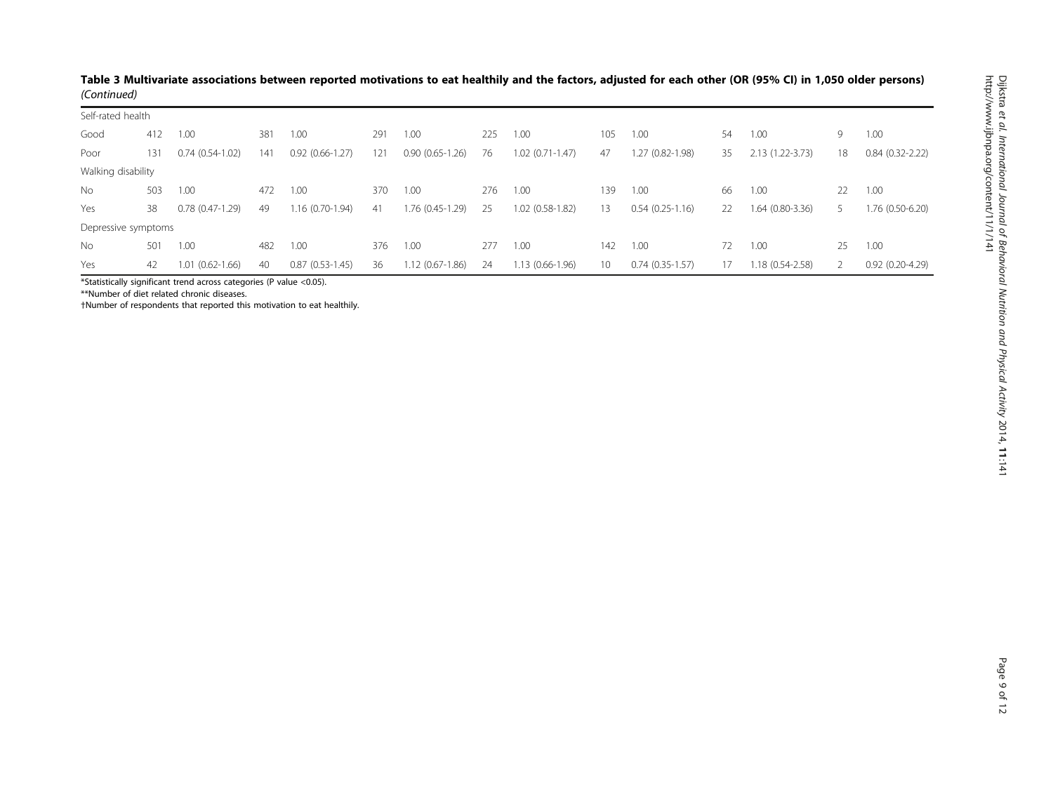**Table 3 Multivariate associations between reported motivations to eat healthily and the factors, adjusted for each other (OR (95% CI) in 1,050 older persons)** *(Continued)*

| | | | | | | | | | | | | | | |
|---|---|---|---|---|---|---|---|---|---|---|---|---|---|---|
| Self-rated health | | | | | | | | | | | | | | |
| Good | 412 | 1.00 | 381 | 1.00 | 291 | 1.00 | 225 | 1.00 | 105 | 1.00 | 54 | 1.00 | 9 | 1.00 |
| Poor | 131 | 0.74 (0.54-1.02) | 141 | 0.92 (0.66-1.27) | 121 | 0.90 (0.65-1.26) | 76 | 1.02 (0.71-1.47) | 47 | 1.27 (0.82-1.98) | 35 | 2.13 (1.22-3.73) | 18 | 0.84 (0.32-2.22) |
| Walking disability | | | | | | | | | | | | | | |
| No | 503 | 1.00 | 472 | 1.00 | 370 | 1.00 | 276 | 1.00 | 139 | 1.00 | 66 | 1.00 | 22 | 1.00 |
| Yes | 38 | 0.78 (0.47-1.29) | 49 | 1.16 (0.70-1.94) | 41 | 1.76 (0.45-1.29) | 25 | 1.02 (0.58-1.82) | 13 | 0.54 (0.25-1.16) | 22 | 1.64 (0.80-3.36) | 5 | 1.76 (0.50-6.20) |
| Depressive symptoms | | | | | | | | | | | | | | |
| No | 501 | 1.00 | 482 | 1.00 | 376 | 1.00 | 277 | 1.00 | 142 | 1.00 | 72 | 1.00 | 25 | 1.00 |
| Yes | 42 | 1.01 (0.62-1.66) | 40 | 0.87 (0.53-1.45) | 36 | 1.12 (0.67-1.86) | 24 | 1.13 (0.66-1.96) | 10 | 0.74 (0.35-1.57) | 17 | 1.18 (0.54-2.58) | 2 | 0.92 (0.20-4.29) |

*Statistically significant trend across categories (P value <0.05).

**Number of diet related chronic diseases.

†Number of respondents that reported this motivation to eat healthily.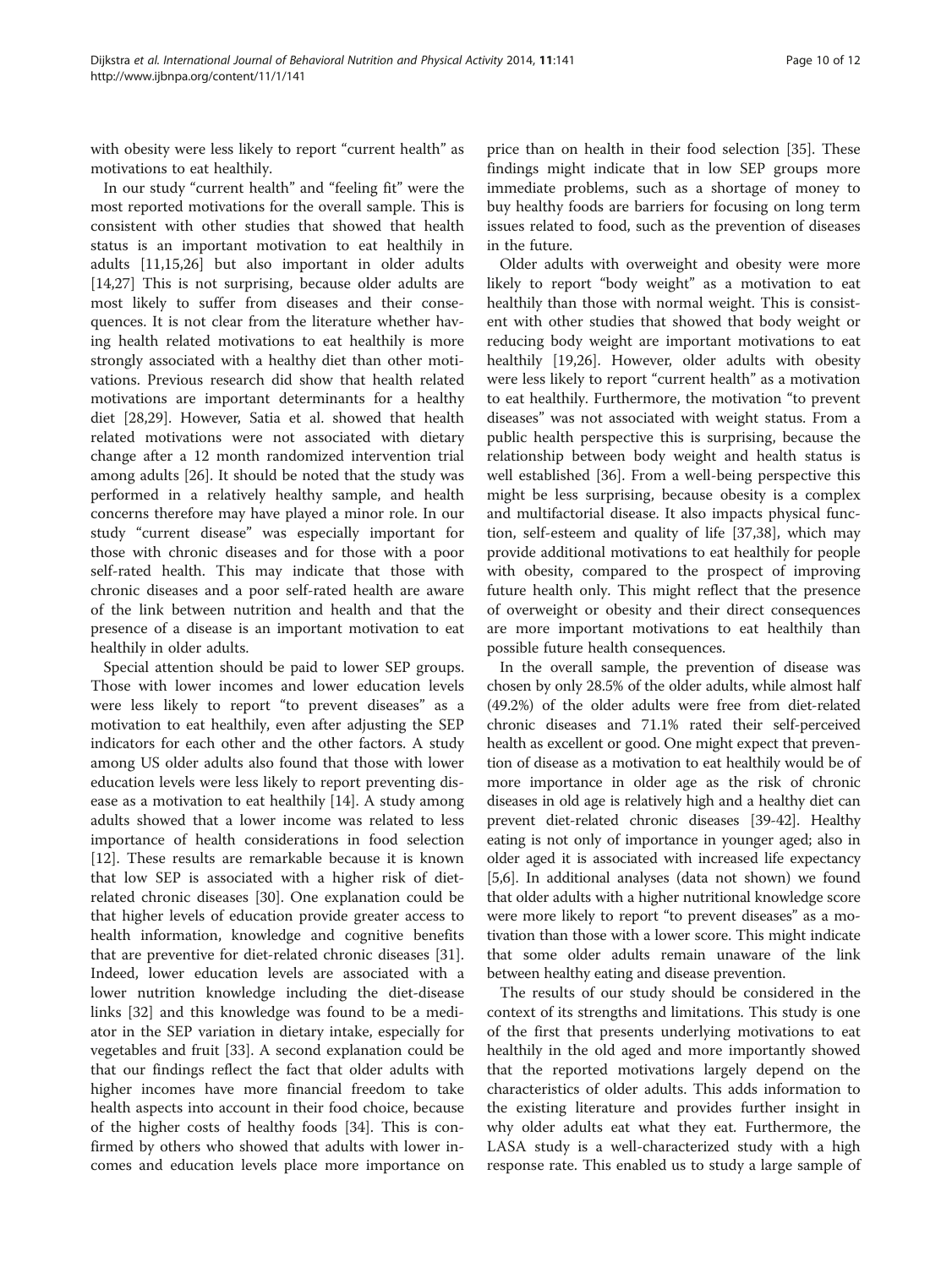with obesity were less likely to report "current health" as motivations to eat healthily.

In our study "current health" and "feeling fit" were the most reported motivations for the overall sample. This is consistent with other studies that showed that health status is an important motivation to eat healthily in adults [11,15,26] but also important in older adults [14,27] This is not surprising, because older adults are most likely to suffer from diseases and their consequences. It is not clear from the literature whether having health related motivations to eat healthily is more strongly associated with a healthy diet than other motivations. Previous research did show that health related motivations are important determinants for a healthy diet [28,29]. However, Satia et al. showed that health related motivations were not associated with dietary change after a 12 month randomized intervention trial among adults [26]. It should be noted that the study was performed in a relatively healthy sample, and health concerns therefore may have played a minor role. In our study "current disease" was especially important for those with chronic diseases and for those with a poor self-rated health. This may indicate that those with chronic diseases and a poor self-rated health are aware of the link between nutrition and health and that the presence of a disease is an important motivation to eat healthily in older adults.

Special attention should be paid to lower SEP groups. Those with lower incomes and lower education levels were less likely to report "to prevent diseases" as a motivation to eat healthily, even after adjusting the SEP indicators for each other and the other factors. A study among US older adults also found that those with lower education levels were less likely to report preventing disease as a motivation to eat healthily [14]. A study among adults showed that a lower income was related to less importance of health considerations in food selection [12]. These results are remarkable because it is known that low SEP is associated with a higher risk of diet-related chronic diseases [30]. One explanation could be that higher levels of education provide greater access to health information, knowledge and cognitive benefits that are preventive for diet-related chronic diseases [31]. Indeed, lower education levels are associated with a lower nutrition knowledge including the diet-disease links [32] and this knowledge was found to be a mediator in the SEP variation in dietary intake, especially for vegetables and fruit [33]. A second explanation could be that our findings reflect the fact that older adults with higher incomes have more financial freedom to take health aspects into account in their food choice, because of the higher costs of healthy foods [34]. This is confirmed by others who showed that adults with lower incomes and education levels place more importance on price than on health in their food selection [35]. These findings might indicate that in low SEP groups more immediate problems, such as a shortage of money to buy healthy foods are barriers for focusing on long term issues related to food, such as the prevention of diseases in the future.

Older adults with overweight and obesity were more likely to report "body weight" as a motivation to eat healthily than those with normal weight. This is consistent with other studies that showed that body weight or reducing body weight are important motivations to eat healthily [19,26]. However, older adults with obesity were less likely to report "current health" as a motivation to eat healthily. Furthermore, the motivation "to prevent diseases" was not associated with weight status. From a public health perspective this is surprising, because the relationship between body weight and health status is well established [36]. From a well-being perspective this might be less surprising, because obesity is a complex and multifactorial disease. It also impacts physical function, self-esteem and quality of life [37,38], which may provide additional motivations to eat healthily for people with obesity, compared to the prospect of improving future health only. This might reflect that the presence of overweight or obesity and their direct consequences are more important motivations to eat healthily than possible future health consequences.

In the overall sample, the prevention of disease was chosen by only 28.5% of the older adults, while almost half (49.2%) of the older adults were free from diet-related chronic diseases and 71.1% rated their self-perceived health as excellent or good. One might expect that prevention of disease as a motivation to eat healthily would be of more importance in older age as the risk of chronic diseases in old age is relatively high and a healthy diet can prevent diet-related chronic diseases [39-42]. Healthy eating is not only of importance in younger aged; also in older aged it is associated with increased life expectancy [5,6]. In additional analyses (data not shown) we found that older adults with a higher nutritional knowledge score were more likely to report "to prevent diseases" as a motivation than those with a lower score. This might indicate that some older adults remain unaware of the link between healthy eating and disease prevention.

The results of our study should be considered in the context of its strengths and limitations. This study is one of the first that presents underlying motivations to eat healthily in the old aged and more importantly showed that the reported motivations largely depend on the characteristics of older adults. This adds information to the existing literature and provides further insight in why older adults eat what they eat. Furthermore, the LASA study is a well-characterized study with a high response rate. This enabled us to study a large sample of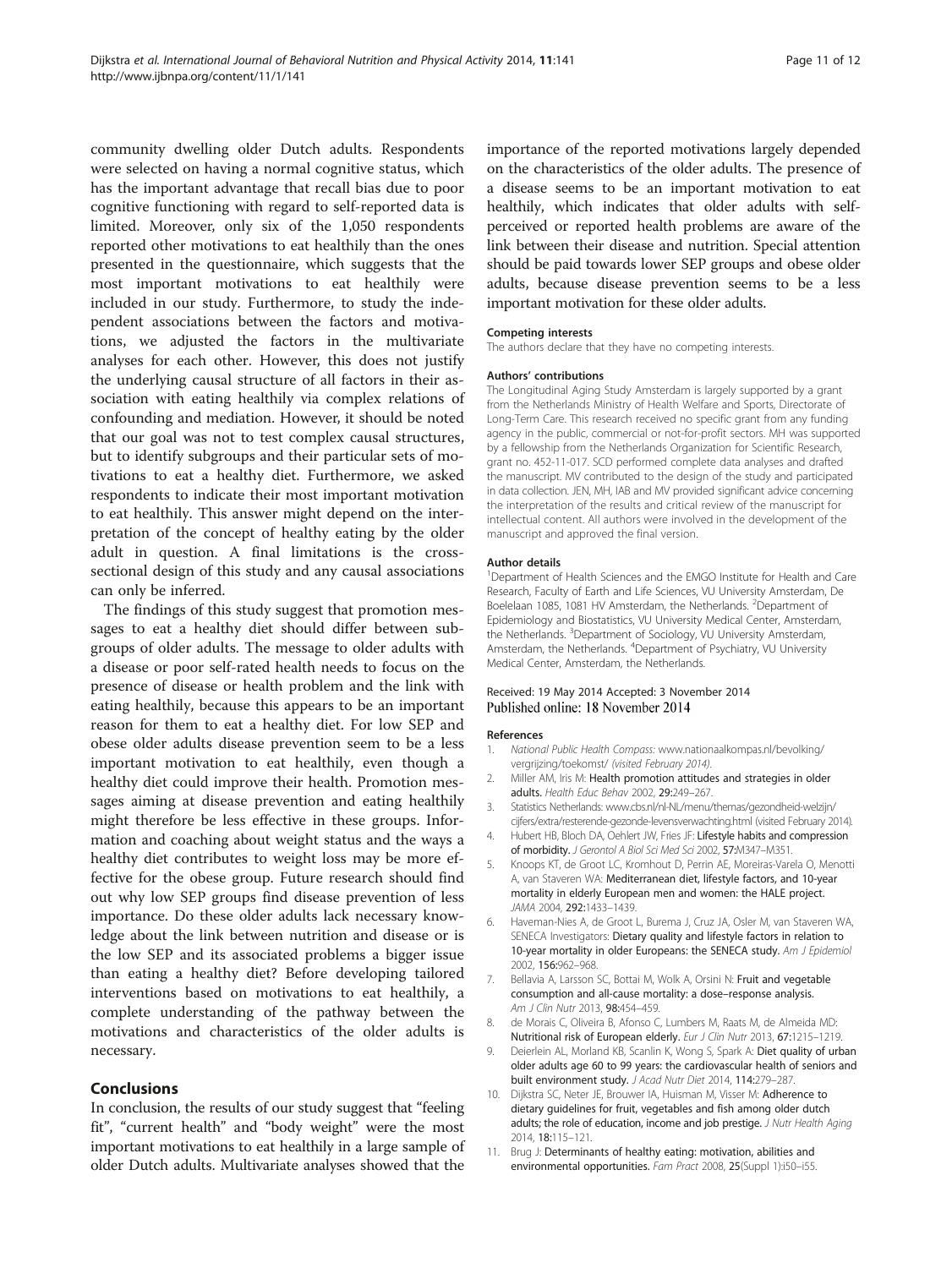community dwelling older Dutch adults. Respondents were selected on having a normal cognitive status, which has the important advantage that recall bias due to poor cognitive functioning with regard to self-reported data is limited. Moreover, only six of the 1,050 respondents reported other motivations to eat healthily than the ones presented in the questionnaire, which suggests that the most important motivations to eat healthily were included in our study. Furthermore, to study the independent associations between the factors and motivations, we adjusted the factors in the multivariate analyses for each other. However, this does not justify the underlying causal structure of all factors in their association with eating healthily via complex relations of confounding and mediation. However, it should be noted that our goal was not to test complex causal structures, but to identify subgroups and their particular sets of motivations to eat a healthy diet. Furthermore, we asked respondents to indicate their most important motivation to eat healthily. This answer might depend on the interpretation of the concept of healthy eating by the older adult in question. A final limitations is the cross-sectional design of this study and any causal associations can only be inferred.

The findings of this study suggest that promotion messages to eat a healthy diet should differ between subgroups of older adults. The message to older adults with a disease or poor self-rated health needs to focus on the presence of disease or health problem and the link with eating healthily, because this appears to be an important reason for them to eat a healthy diet. For low SEP and obese older adults disease prevention seem to be a less important motivation to eat healthily, even though a healthy diet could improve their health. Promotion messages aiming at disease prevention and eating healthily might therefore be less effective in these groups. Information and coaching about weight status and the ways a healthy diet contributes to weight loss may be more effective for the obese group. Future research should find out why low SEP groups find disease prevention of less importance. Do these older adults lack necessary knowledge about the link between nutrition and disease or is the low SEP and its associated problems a bigger issue than eating a healthy diet? Before developing tailored interventions based on motivations to eat healthily, a complete understanding of the pathway between the motivations and characteristics of the older adults is necessary.

## Conclusions

In conclusion, the results of our study suggest that "feeling fit", "current health" and "body weight" were the most important motivations to eat healthily in a large sample of older Dutch adults. Multivariate analyses showed that the importance of the reported motivations largely depended on the characteristics of the older adults. The presence of a disease seems to be an important motivation to eat healthily, which indicates that older adults with self-perceived or reported health problems are aware of the link between their disease and nutrition. Special attention should be paid towards lower SEP groups and obese older adults, because disease prevention seems to be a less important motivation for these older adults.

#### Competing interests

The authors declare that they have no competing interests.

#### Authors' contributions

The Longitudinal Aging Study Amsterdam is largely supported by a grant from the Netherlands Ministry of Health Welfare and Sports, Directorate of Long-Term Care. This research received no specific grant from any funding agency in the public, commercial or not-for-profit sectors. MH was supported by a fellowship from the Netherlands Organization for Scientific Research, grant no. 452-11-017. SCD performed complete data analyses and drafted the manuscript. MV contributed to the design of the study and participated in data collection. JEN, MH, IAB and MV provided significant advice concerning the interpretation of the results and critical review of the manuscript for intellectual content. All authors were involved in the development of the manuscript and approved the final version.

#### Author details

[1]Department of Health Sciences and the EMGO Institute for Health and Care Research, Faculty of Earth and Life Sciences, VU University Amsterdam, De Boelelaan 1085, 1081 HV Amsterdam, the Netherlands. [2]Department of Epidemiology and Biostatistics, VU University Medical Center, Amsterdam, the Netherlands. [3]Department of Sociology, VU University Amsterdam, Amsterdam, the Netherlands. [4]Department of Psychiatry, VU University Medical Center, Amsterdam, the Netherlands.

Received: 19 May 2014 Accepted: 3 November 2014
Published online: 18 November 2014

#### References

1. *National Public Health Compass:* www.nationaalkompas.nl/bevolking/vergrijzing/toekomst/ *(visited February 2014).*
2. Miller AM, Iris M: **Health promotion attitudes and strategies in older adults.** *Health Educ Behav* 2002, **29:**249–267.
3. Statistics Netherlands: www.cbs.nl/nl-NL/menu/themas/gezondheid-welzijn/cijfers/extra/resterende-gezonde-levensverwachting.html (visited February 2014).
4. Hubert HB, Bloch DA, Oehlert JW, Fries JF: **Lifestyle habits and compression of morbidity.** *J Gerontol A Biol Sci Med Sci* 2002, **57:**M347–M351.
5. Knoops KT, de Groot LC, Kromhout D, Perrin AE, Moreiras-Varela O, Menotti A, van Staveren WA: **Mediterranean diet, lifestyle factors, and 10-year mortality in elderly European men and women: the HALE project.** *JAMA* 2004, **292:**1433–1439.
6. Haveman-Nies A, de Groot L, Burema J, Cruz JA, Osler M, van Staveren WA, SENECA Investigators: **Dietary quality and lifestyle factors in relation to 10-year mortality in older Europeans: the SENECA study.** *Am J Epidemiol* 2002, **156:**962–968.
7. Bellavia A, Larsson SC, Bottai M, Wolk A, Orsini N: **Fruit and vegetable consumption and all-cause mortality: a dose–response analysis.** *Am J Clin Nutr* 2013, **98:**454–459.
8. de Morais C, Oliveira B, Afonso C, Lumbers M, Raats M, de Almeida MD: **Nutritional risk of European elderly.** *Eur J Clin Nutr* 2013, **67:**1215–1219.
9. Deierlein AL, Morland KB, Scanlin K, Wong S, Spark A: **Diet quality of urban older adults age 60 to 99 years: the cardiovascular health of seniors and built environment study.** *J Acad Nutr Diet* 2014, **114:**279–287.
10. Dijkstra SC, Neter JE, Brouwer IA, Huisman M, Visser M: **Adherence to dietary guidelines for fruit, vegetables and fish among older dutch adults; the role of education, income and job prestige.** *J Nutr Health Aging* 2014, **18:**115–121.
11. Brug J: **Determinants of healthy eating: motivation, abilities and environmental opportunities.** *Fam Pract* 2008, **25**(Suppl 1):i50–i55.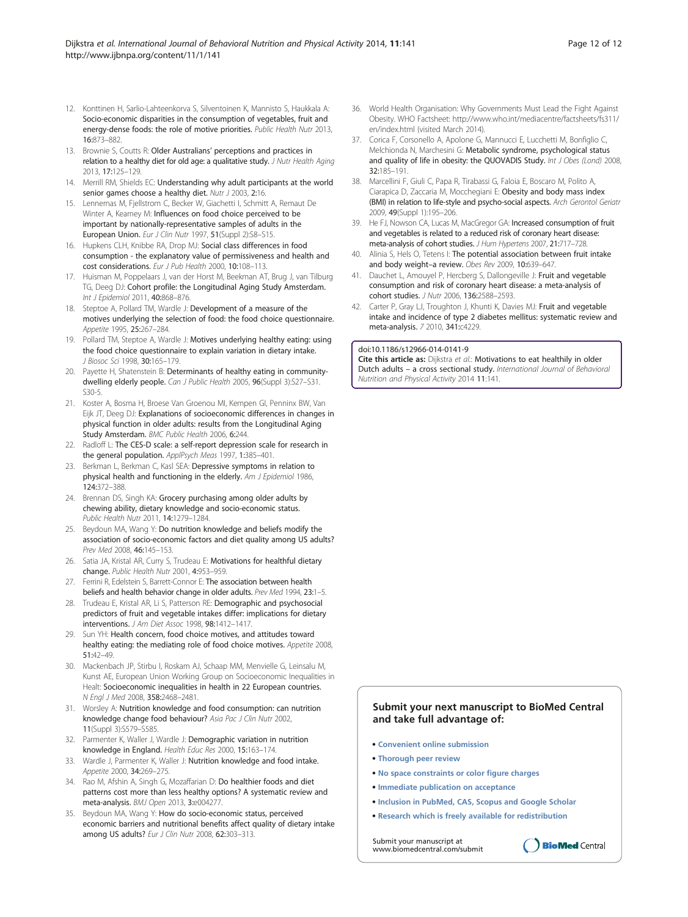12. Konttinen H, Sarlio-Lahteenkorva S, Silventoinen K, Mannisto S, Haukkala A: **Socio-economic disparities in the consumption of vegetables, fruit and energy-dense foods: the role of motive priorities.** *Public Health Nutr* 2013, **16**:873–882.
13. Brownie S, Coutts R: **Older Australians' perceptions and practices in relation to a healthy diet for old age: a qualitative study.** *J Nutr Health Aging* 2013, **17**:125–129.
14. Merrill RM, Shields EC: **Understanding why adult participants at the world senior games choose a healthy diet.** *Nutr J* 2003, **2**:16.
15. Lennernas M, Fjellstrom C, Becker W, Giachetti I, Schmitt A, Remaut De Winter A, Kearney M: **Influences on food choice perceived to be important by nationally-representative samples of adults in the European Union.** *Eur J Clin Nutr* 1997, **51**(Suppl 2):S8–S15.
16. Hupkens CLH, Knibbe RA, Drop MJ: **Social class differences in food consumption - the explanatory value of permissiveness and health and cost considerations.** *Eur J Pub Health* 2000, **10**:108–113.
17. Huisman M, Poppelaars J, van der Horst M, Beekman AT, Brug J, van Tilburg TG, Deeg DJ: **Cohort profile: the Longitudinal Aging Study Amsterdam.** *Int J Epidemiol* 2011, **40**:868–876.
18. Steptoe A, Pollard TM, Wardle J: **Development of a measure of the motives underlying the selection of food: the food choice questionnaire.** *Appetite* 1995, **25**:267–284.
19. Pollard TM, Steptoe A, Wardle J: **Motives underlying healthy eating: using the food choice questionnaire to explain variation in dietary intake.** *J Biosoc Sci* 1998, **30**:165–179.
20. Payette H, Shatenstein B: **Determinants of healthy eating in community-dwelling elderly people.** *Can J Public Health* 2005, **96**(Suppl 3):S27–S31. S30-5.
21. Koster A, Bosma H, Broese Van Groenou MI, Kempen GI, Penninx BW, Van Eijk JT, Deeg DJ: **Explanations of socioeconomic differences in changes in physical function in older adults: results from the Longitudinal Aging Study Amsterdam.** *BMC Public Health* 2006, **6**:244.
22. Radloff L: **The CES-D scale: a self-report depression scale for research in the general population.** *ApplPsych Meas* 1997, **1**:385–401.
23. Berkman L, Berkman C, Kasl SEA: **Depressive symptoms in relation to physical health and functioning in the elderly.** *Am J Epidemiol* 1986, **124**:372–388.
24. Brennan DS, Singh KA: **Grocery purchasing among older adults by chewing ability, dietary knowledge and socio-economic status.** *Public Health Nutr* 2011, **14**:1279–1284.
25. Beydoun MA, Wang Y: **Do nutrition knowledge and beliefs modify the association of socio-economic factors and diet quality among US adults?** *Prev Med* 2008, **46**:145–153.
26. Satia JA, Kristal AR, Curry S, Trudeau E: **Motivations for healthful dietary change.** *Public Health Nutr* 2001, **4**:953–959.
27. Ferrini R, Edelstein S, Barrett-Connor E: **The association between health beliefs and health behavior change in older adults.** *Prev Med* 1994, **23**:1–5.
28. Trudeau E, Kristal AR, Li S, Patterson RE: **Demographic and psychosocial predictors of fruit and vegetable intakes differ: implications for dietary interventions.** *J Am Diet Assoc* 1998, **98**:1412–1417.
29. Sun YH: **Health concern, food choice motives, and attitudes toward healthy eating: the mediating role of food choice motives.** *Appetite* 2008, **51**:42–49.
30. Mackenbach JP, Stirbu I, Roskam AJ, Schaap MM, Menvielle G, Leinsalu M, Kunst AE, European Union Working Group on Socioeconomic Inequalities in Healt: **Socioeconomic inequalities in health in 22 European countries.** *N Engl J Med* 2008, **358**:2468–2481.
31. Worsley A: **Nutrition knowledge and food consumption: can nutrition knowledge change food behaviour?** *Asia Pac J Clin Nutr* 2002, **11**(Suppl 3):S579–S585.
32. Parmenter K, Waller J, Wardle J: **Demographic variation in nutrition knowledge in England.** *Health Educ Res* 2000, **15**:163–174.
33. Wardle J, Parmenter K, Waller J: **Nutrition knowledge and food intake.** *Appetite* 2000, **34**:269–275.
34. Rao M, Afshin A, Singh G, Mozaffarian D: **Do healthier foods and diet patterns cost more than less healthy options? A systematic review and meta-analysis.** *BMJ Open* 2013, **3**:e004277.
35. Beydoun MA, Wang Y: **How do socio-economic status, perceived economic barriers and nutritional benefits affect quality of dietary intake among US adults?** *Eur J Clin Nutr* 2008, **62**:303–313.
36. World Health Organisation: Why Governments Must Lead the Fight Against Obesity. WHO Factsheet: http://www.who.int/mediacentre/factsheets/fs311/en/index.html (visited March 2014).
37. Corica F, Corsonello A, Apolone G, Mannucci E, Lucchetti M, Bonfiglio C, Melchionda N, Marchesini G: **Metabolic syndrome, psychological status and quality of life in obesity: the QUOVADIS Study.** *Int J Obes (Lond)* 2008, **32**:185–191.
38. Marcellini F, Giuli C, Papa R, Tirabassi G, Faloia E, Boscaro M, Polito A, Ciarapica D, Zaccaria M, Mocchegiani E: **Obesity and body mass index (BMI) in relation to life-style and psycho-social aspects.** *Arch Gerontol Geriatr* 2009, **49**(Suppl 1):195–206.
39. He FJ, Nowson CA, Lucas M, MacGregor GA: **Increased consumption of fruit and vegetables is related to a reduced risk of coronary heart disease: meta-analysis of cohort studies.** *J Hum Hypertens* 2007, **21**:717–728.
40. Alinia S, Hels O, Tetens I: **The potential association between fruit intake and body weight–a review.** *Obes Rev* 2009, **10**:639–647.
41. Dauchet L, Amouyel P, Hercberg S, Dallongeville J: **Fruit and vegetable consumption and risk of coronary heart disease: a meta-analysis of cohort studies.** *J Nutr* 2006, **136**:2588–2593.
42. Carter P, Gray LJ, Troughton J, Khunti K, Davies MJ: **Fruit and vegetable intake and incidence of type 2 diabetes mellitus: systematic review and meta-analysis.** *7* 2010, **341**:c4229.

doi:10.1186/s12966-014-0141-9

**Cite this article as:** Dijkstra *et al.*: Motivations to eat healthily in older Dutch adults – a cross sectional study. *International Journal of Behavioral Nutrition and Physical Activity* 2014 **11**:141.

**Submit your next manuscript to BioMed Central and take full advantage of:**

- **Convenient online submission**
- **Thorough peer review**
- **No space constraints or color figure charges**
- **Immediate publication on acceptance**
- **Inclusion in PubMed, CAS, Scopus and Google Scholar**
- **Research which is freely available for redistribution**

Submit your manuscript at www.biomedcentral.com/submit

BioMed Central